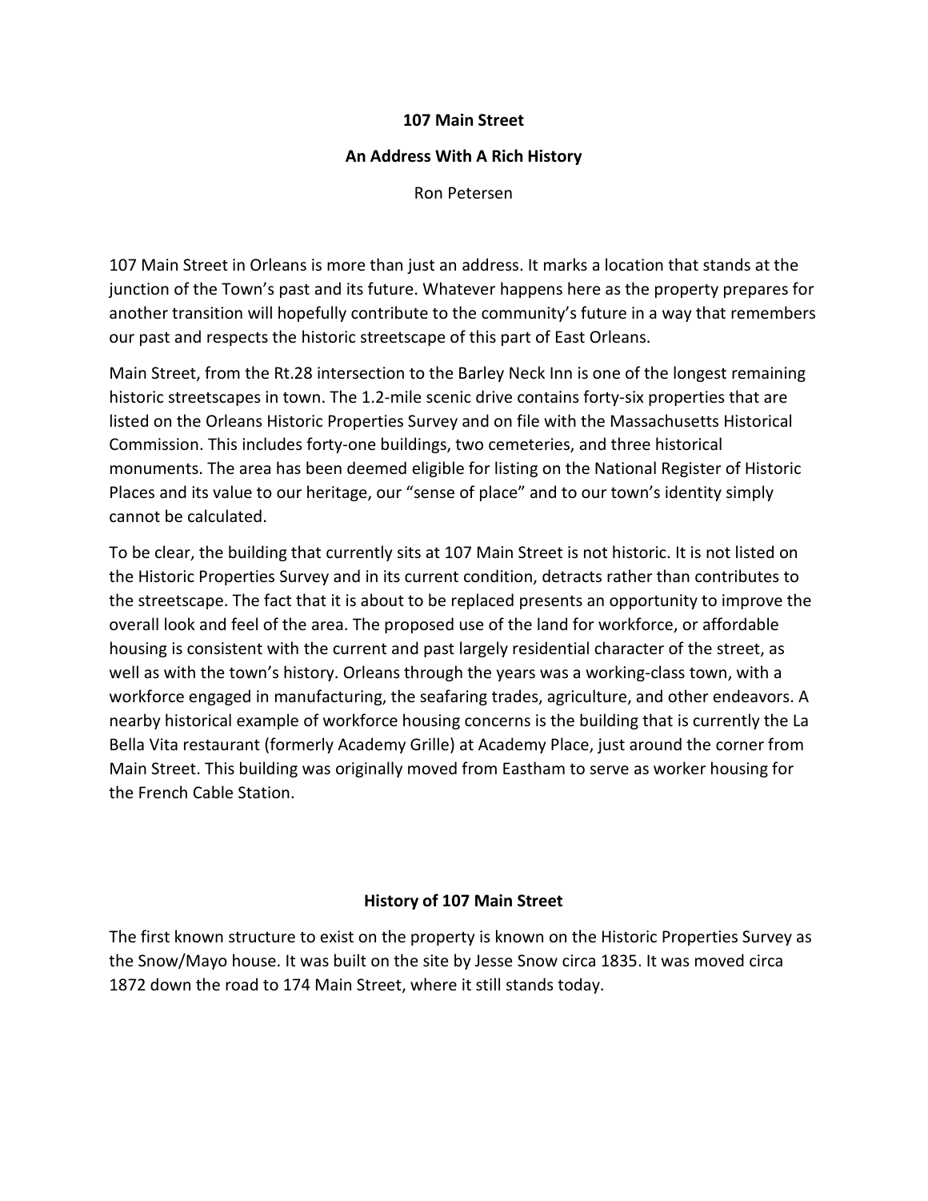# 107 Main Street

## An Address With A Rich History

Ron Petersen

107 Main Street in Orleans is more than just an address. It marks a location that stands at the junction of the Town's past and its future. Whatever happens here as the property prepares for another transition will hopefully contribute to the community's future in a way that remembers our past and respects the historic streetscape of this part of East Orleans.

Main Street, from the Rt.28 intersection to the Barley Neck Inn is one of the longest remaining historic streetscapes in town. The 1.2-mile scenic drive contains forty-six properties that are listed on the Orleans Historic Properties Survey and on file with the Massachusetts Historical Commission. This includes forty-one buildings, two cemeteries, and three historical monuments. The area has been deemed eligible for listing on the National Register of Historic Places and its value to our heritage, our "sense of place" and to our town's identity simply cannot be calculated.

To be clear, the building that currently sits at 107 Main Street is not historic. It is not listed on the Historic Properties Survey and in its current condition, detracts rather than contributes to the streetscape. The fact that it is about to be replaced presents an opportunity to improve the overall look and feel of the area. The proposed use of the land for workforce, or affordable housing is consistent with the current and past largely residential character of the street, as well as with the town's history. Orleans through the years was a working-class town, with a workforce engaged in manufacturing, the seafaring trades, agriculture, and other endeavors. A nearby historical example of workforce housing concerns is the building that is currently the La Bella Vita restaurant (formerly Academy Grille) at Academy Place, just around the corner from Main Street. This building was originally moved from Eastham to serve as worker housing for the French Cable Station.

## History of 107 Main Street

The first known structure to exist on the property is known on the Historic Properties Survey as the Snow/Mayo house. It was built on the site by Jesse Snow circa 1835. It was moved circa 1872 down the road to 174 Main Street, where it still stands today.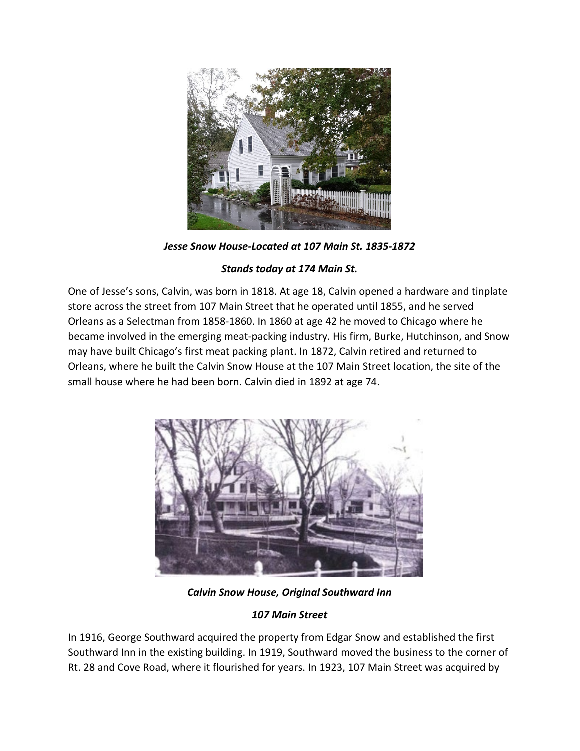***Jesse Snow House-Located at 107 Main St. 1835-1872***

***Stands today at 174 Main St.***

One of Jesse's sons, Calvin, was born in 1818. At age 18, Calvin opened a hardware and tinplate store across the street from 107 Main Street that he operated until 1855, and he served Orleans as a Selectman from 1858-1860. In 1860 at age 42 he moved to Chicago where he became involved in the emerging meat-packing industry. His firm, Burke, Hutchinson, and Snow may have built Chicago's first meat packing plant. In 1872, Calvin retired and returned to Orleans, where he built the Calvin Snow House at the 107 Main Street location, the site of the small house where he had been born. Calvin died in 1892 at age 74.

***Calvin Snow House, Original Southward Inn***

***107 Main Street***

In 1916, George Southward acquired the property from Edgar Snow and established the first Southward Inn in the existing building. In 1919, Southward moved the business to the corner of Rt. 28 and Cove Road, where it flourished for years. In 1923, 107 Main Street was acquired by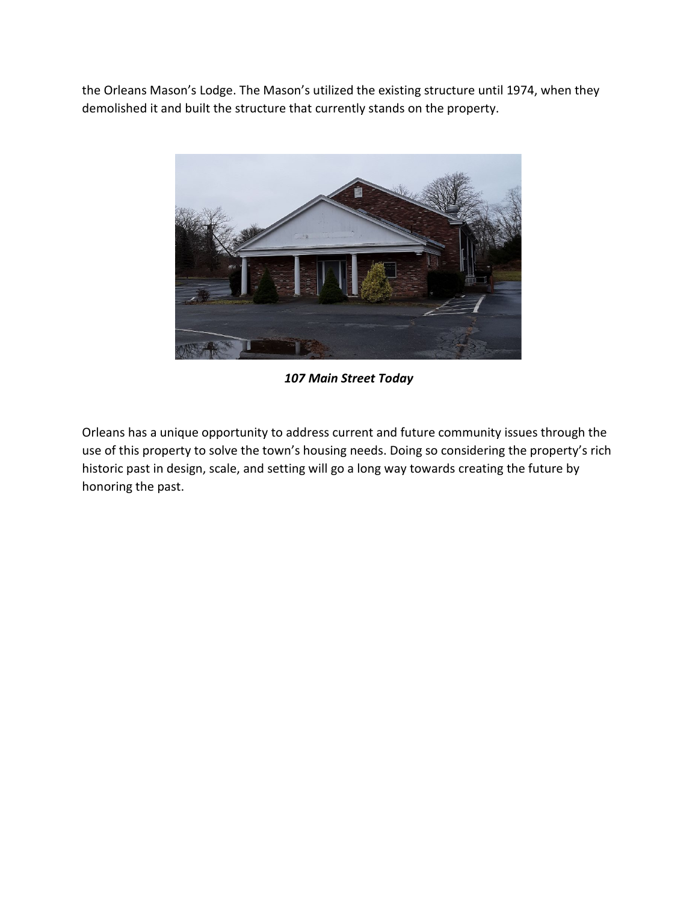the Orleans Mason's Lodge. The Mason's utilized the existing structure until 1974, when they demolished it and built the structure that currently stands on the property.

***107 Main Street Today***

Orleans has a unique opportunity to address current and future community issues through the use of this property to solve the town's housing needs. Doing so considering the property's rich historic past in design, scale, and setting will go a long way towards creating the future by honoring the past.